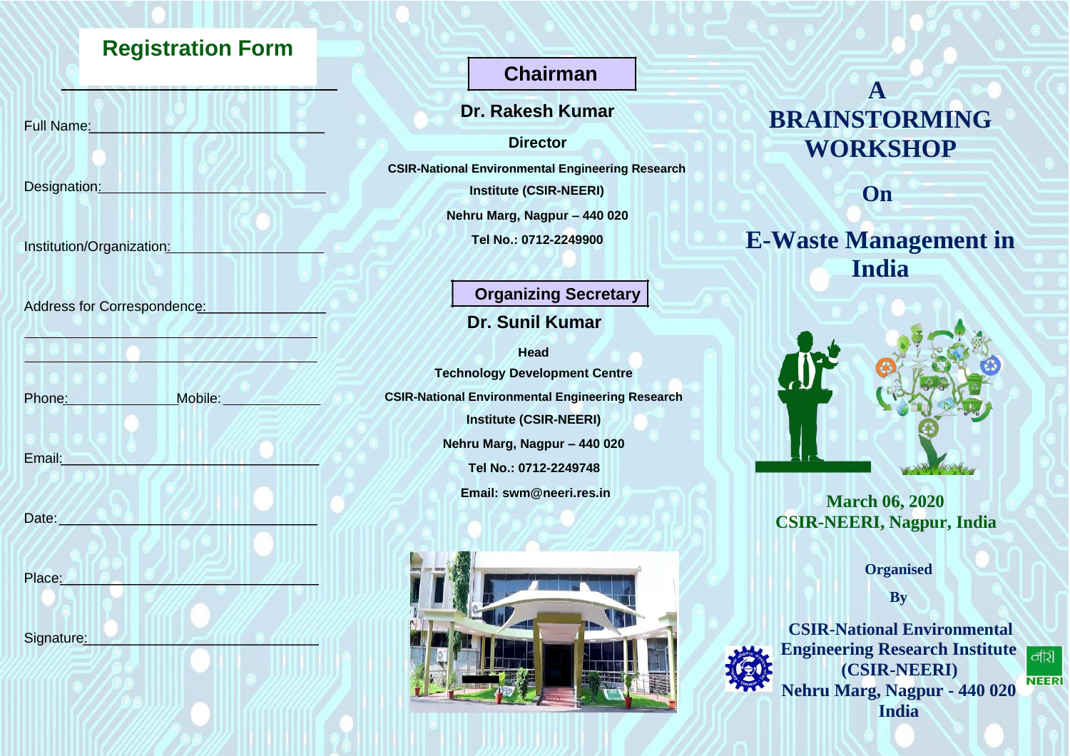## Registration Form

Full Name:______________________________

Designation:______________________________

Institution/Organization:______________________

Address for Correspondence:________________

______________________________________

______________________________________

Phone:________________ Mobile:______________

Email:____________________________________

Date:_____________________________________

Place:____________________________________

Signature:_________________________________

## Chairman

**Dr. Rakesh Kumar**

**Director**

**CSIR-National Environmental Engineering Research Institute (CSIR-NEERI)**

**Nehru Marg, Nagpur – 440 020**

**Tel No.: 0712-2249900**

## Organizing Secretary

**Dr. Sunil Kumar**

**Head**

**Technology Development Centre**

**CSIR-National Environmental Engineering Research Institute (CSIR-NEERI)**

**Nehru Marg, Nagpur – 440 020**

**Tel No.: 0712-2249748**

**Email: swm@neeri.res.in**

# A BRAINSTORMING WORKSHOP

## On

# E-Waste Management in India

**March 06, 2020**
**CSIR-NEERI, Nagpur, India**

**Organised**

**By**

**CSIR-National Environmental Engineering Research Institute (CSIR-NEERI)**
**Nehru Marg, Nagpur - 440 020**
**India**

नीरी
NEERI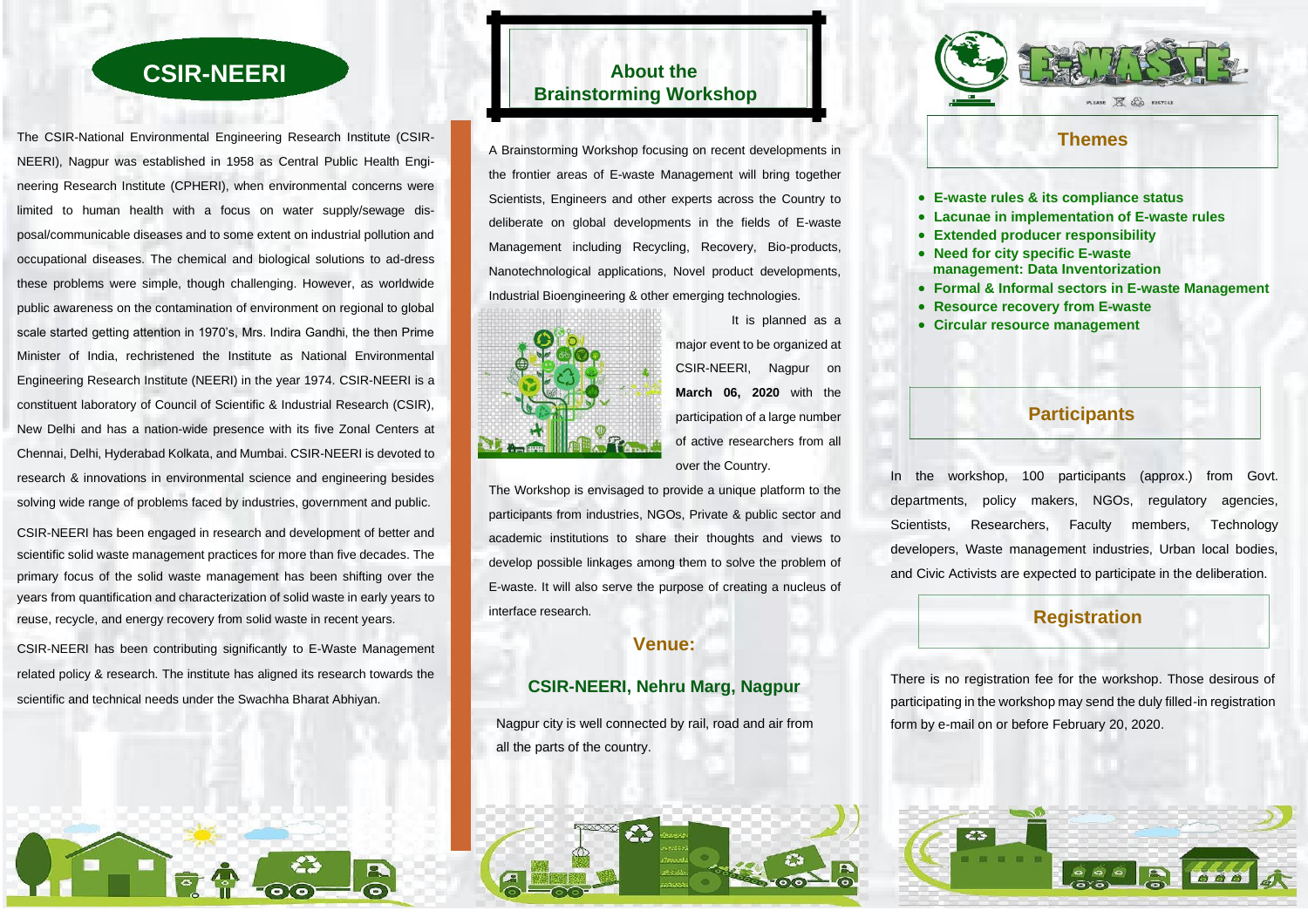## CSIR-NEERI

The CSIR-National Environmental Engineering Research Institute (CSIR-NEERI), Nagpur was established in 1958 as Central Public Health Engineering Research Institute (CPHERI), when environmental concerns were limited to human health with a focus on water supply/sewage disposal/communicable diseases and to some extent on industrial pollution and occupational diseases. The chemical and biological solutions to ad-dress these problems were simple, though challenging. However, as worldwide public awareness on the contamination of environment on regional to global scale started getting attention in 1970's, Mrs. Indira Gandhi, the then Prime Minister of India, rechristened the Institute as National Environmental Engineering Research Institute (NEERI) in the year 1974. CSIR-NEERI is a constituent laboratory of Council of Scientific & Industrial Research (CSIR), New Delhi and has a nation-wide presence with its five Zonal Centers at Chennai, Delhi, Hyderabad Kolkata, and Mumbai. CSIR-NEERI is devoted to research & innovations in environmental science and engineering besides solving wide range of problems faced by industries, government and public.

CSIR-NEERI has been engaged in research and development of better and scientific solid waste management practices for more than five decades. The primary focus of the solid waste management has been shifting over the years from quantification and characterization of solid waste in early years to reuse, recycle, and energy recovery from solid waste in recent years.

CSIR-NEERI has been contributing significantly to E-Waste Management related policy & research. The institute has aligned its research towards the scientific and technical needs under the Swachha Bharat Abhiyan.

## About the Brainstorming Workshop

A Brainstorming Workshop focusing on recent developments in the frontier areas of E-waste Management will bring together Scientists, Engineers and other experts across the Country to deliberate on global developments in the fields of E-waste Management including Recycling, Recovery, Bio-products, Nanotechnological applications, Novel product developments, Industrial Bioengineering & other emerging technologies.

It is planned as a major event to be organized at CSIR-NEERI, Nagpur on **March 06, 2020** with the participation of a large number of active researchers from all over the Country.

The Workshop is envisaged to provide a unique platform to the participants from industries, NGOs, Private & public sector and academic institutions to share their thoughts and views to develop possible linkages among them to solve the problem of E-waste. It will also serve the purpose of creating a nucleus of interface research.

### Venue:

**CSIR-NEERI, Nehru Marg, Nagpur**

Nagpur city is well connected by rail, road and air from all the parts of the country.

## Themes

- **E-waste rules & its compliance status**
- **Lacunae in implementation of E-waste rules**
- **Extended producer responsibility**
- **Need for city specific E-waste management: Data Inventorization**
- **Formal & Informal sectors in E-waste Management**
- **Resource recovery from E-waste**
- **Circular resource management**

## Participants

In the workshop, 100 participants (approx.) from Govt. departments, policy makers, NGOs, regulatory agencies, Scientists, Researchers, Faculty members, Technology developers, Waste management industries, Urban local bodies, and Civic Activists are expected to participate in the deliberation.

## Registration

There is no registration fee for the workshop. Those desirous of participating in the workshop may send the duly filled-in registration form by e-mail on or before February 20, 2020.